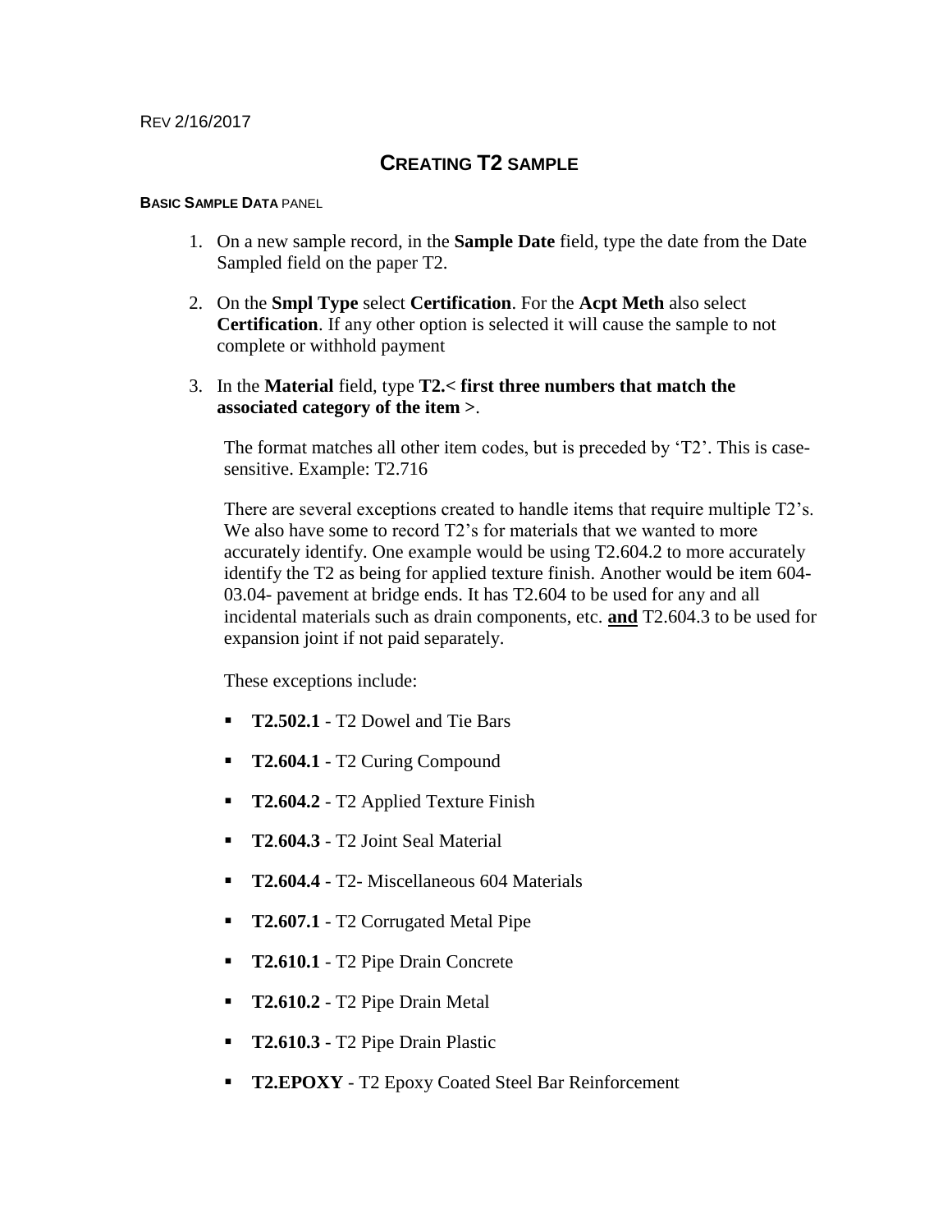REV 2/16/2017

# CREATING T2 SAMPLE

**BASIC SAMPLE DATA PANEL**

1. On a new sample record, in the **Sample Date** field, type the date from the Date Sampled field on the paper T2.

2. On the **Smpl Type** select **Certification**. For the **Acpt Meth** also select **Certification**. If any other option is selected it will cause the sample to not complete or withhold payment

3. In the **Material** field, type **T2.< first three numbers that match the associated category of the item >**.

   The format matches all other item codes, but is preceded by 'T2'. This is case-sensitive. Example: T2.716

   There are several exceptions created to handle items that require multiple T2's. We also have some to record T2's for materials that we wanted to more accurately identify. One example would be using T2.604.2 to more accurately identify the T2 as being for applied texture finish. Another would be item 604-03.04- pavement at bridge ends. It has T2.604 to be used for any and all incidental materials such as drain components, etc. **and** T2.604.3 to be used for expansion joint if not paid separately.

   These exceptions include:

   - **T2.502.1** - T2 Dowel and Tie Bars
   - **T2.604.1** - T2 Curing Compound
   - **T2.604.2** - T2 Applied Texture Finish
   - **T2.604.3** - T2 Joint Seal Material
   - **T2.604.4** - T2- Miscellaneous 604 Materials
   - **T2.607.1** - T2 Corrugated Metal Pipe
   - **T2.610.1** - T2 Pipe Drain Concrete
   - **T2.610.2** - T2 Pipe Drain Metal
   - **T2.610.3** - T2 Pipe Drain Plastic
   - **T2.EPOXY** - T2 Epoxy Coated Steel Bar Reinforcement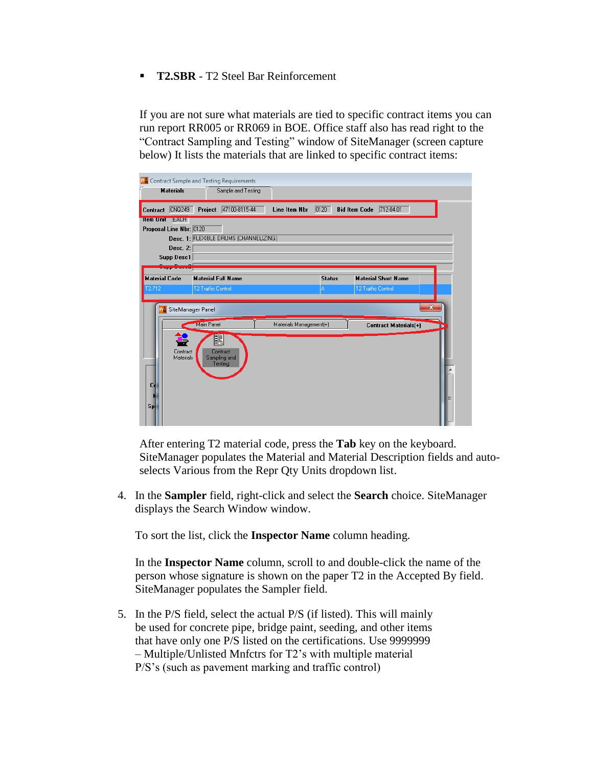- **T2.SBR** - T2 Steel Bar Reinforcement

If you are not sure what materials are tied to specific contract items you can run report RR005 or RR069 in BOE. Office staff also has read right to the "Contract Sampling and Testing" window of SiteManager (screen capture below) It lists the materials that are linked to specific contract items:

After entering T2 material code, press the **Tab** key on the keyboard. SiteManager populates the Material and Material Description fields and auto-selects Various from the Repr Qty Units dropdown list.

4. In the **Sampler** field, right-click and select the **Search** choice. SiteManager displays the Search Window window.

   To sort the list, click the **Inspector Name** column heading.

   In the **Inspector Name** column, scroll to and double-click the name of the person whose signature is shown on the paper T2 in the Accepted By field. SiteManager populates the Sampler field.

5. In the P/S field, select the actual P/S (if listed). This will mainly be used for concrete pipe, bridge paint, seeding, and other items that have only one P/S listed on the certifications. Use 9999999 – Multiple/Unlisted Mnfctrs for T2's with multiple material P/S's (such as pavement marking and traffic control)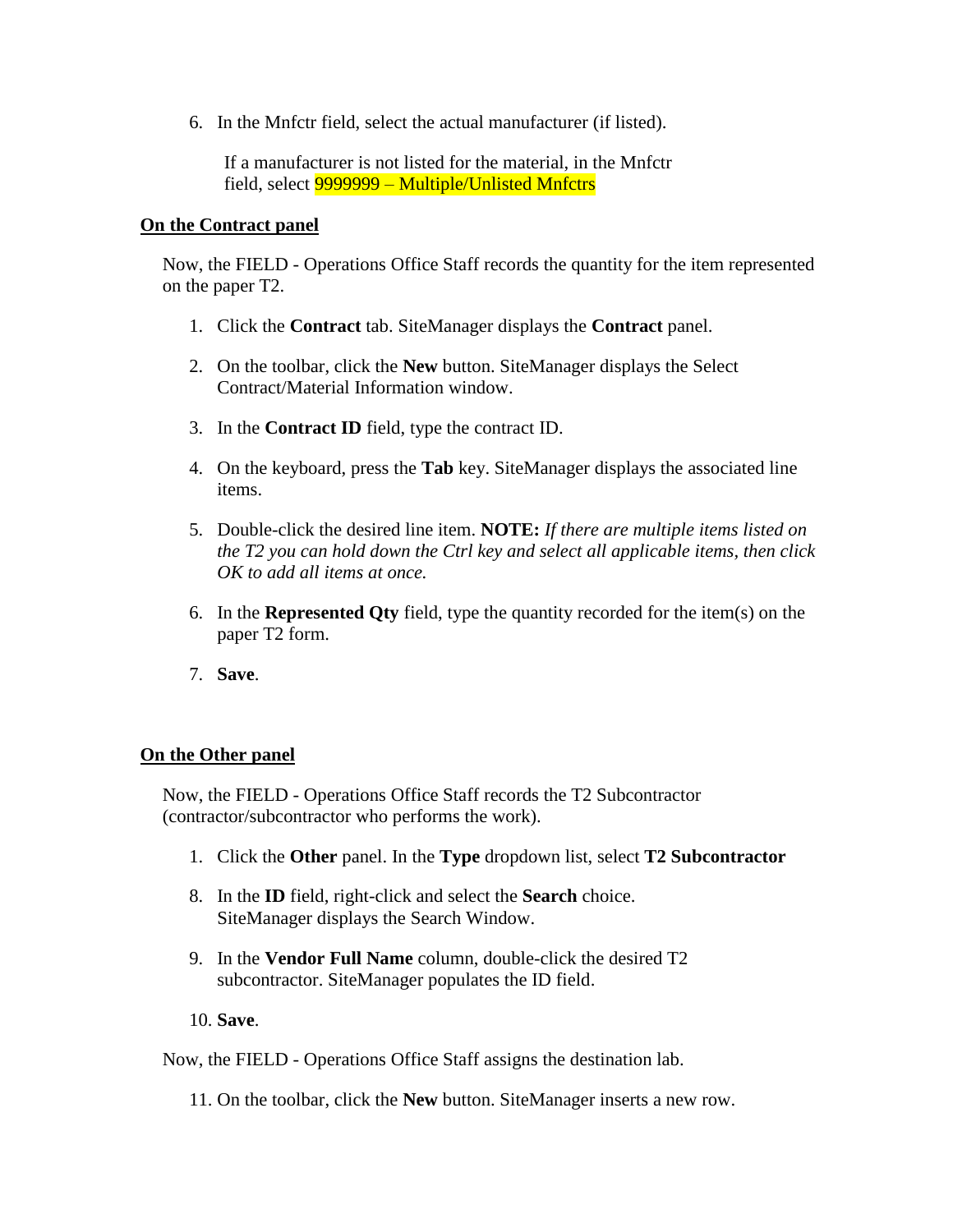6. In the Mnfctr field, select the actual manufacturer (if listed).

   If a manufacturer is not listed for the material, in the Mnfctr field, select 9999999 – Multiple/Unlisted Mnfctrs

**On the Contract panel**

Now, the FIELD - Operations Office Staff records the quantity for the item represented on the paper T2.

1. Click the **Contract** tab. SiteManager displays the **Contract** panel.

2. On the toolbar, click the **New** button. SiteManager displays the Select Contract/Material Information window.

3. In the **Contract ID** field, type the contract ID.

4. On the keyboard, press the **Tab** key. SiteManager displays the associated line items.

5. Double-click the desired line item. **NOTE:** *If there are multiple items listed on the T2 you can hold down the Ctrl key and select all applicable items, then click OK to add all items at once.*

6. In the **Represented Qty** field, type the quantity recorded for the item(s) on the paper T2 form.

7. **Save**.

**On the Other panel**

Now, the FIELD - Operations Office Staff records the T2 Subcontractor (contractor/subcontractor who performs the work).

1. Click the **Other** panel. In the **Type** dropdown list, select **T2 Subcontractor**

8. In the **ID** field, right-click and select the **Search** choice. SiteManager displays the Search Window.

9. In the **Vendor Full Name** column, double-click the desired T2 subcontractor. SiteManager populates the ID field.

10. **Save**.

Now, the FIELD - Operations Office Staff assigns the destination lab.

11. On the toolbar, click the **New** button. SiteManager inserts a new row.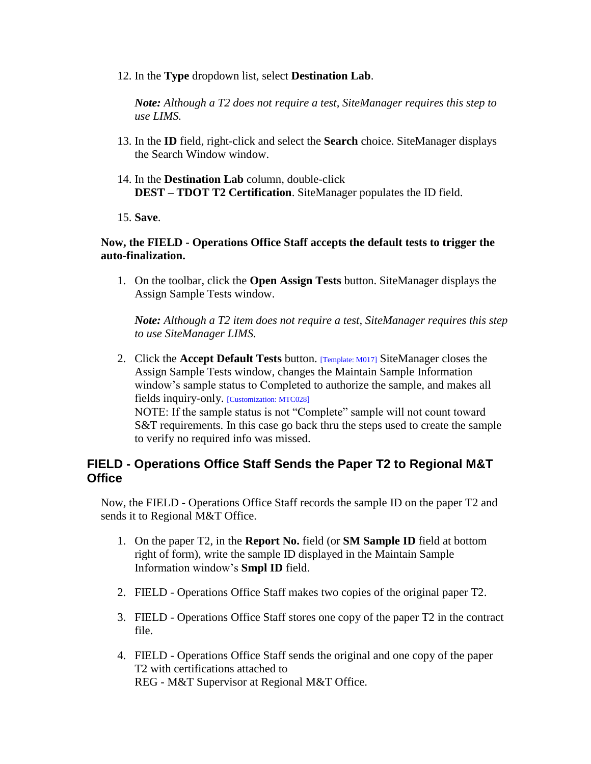12. In the **Type** dropdown list, select **Destination Lab**.

    ***Note:*** *Although a T2 does not require a test, SiteManager requires this step to use LIMS.*

13. In the **ID** field, right-click and select the **Search** choice. SiteManager displays the Search Window window.

14. In the **Destination Lab** column, double-click **DEST – TDOT T2 Certification**. SiteManager populates the ID field.

15. **Save**.

**Now, the FIELD - Operations Office Staff accepts the default tests to trigger the auto-finalization.**

1. On the toolbar, click the **Open Assign Tests** button. SiteManager displays the Assign Sample Tests window.

   ***Note:*** *Although a T2 item does not require a test, SiteManager requires this step to use SiteManager LIMS.*

2. Click the **Accept Default Tests** button. [Template: M017] SiteManager closes the Assign Sample Tests window, changes the Maintain Sample Information window's sample status to Completed to authorize the sample, and makes all fields inquiry-only. [Customization: MTC028]
   NOTE: If the sample status is not "Complete" sample will not count toward S&T requirements. In this case go back thru the steps used to create the sample to verify no required info was missed.

## FIELD - Operations Office Staff Sends the Paper T2 to Regional M&T Office

Now, the FIELD - Operations Office Staff records the sample ID on the paper T2 and sends it to Regional M&T Office.

1. On the paper T2, in the **Report No.** field (or **SM Sample ID** field at bottom right of form), write the sample ID displayed in the Maintain Sample Information window's **Smpl ID** field.

2. FIELD - Operations Office Staff makes two copies of the original paper T2.

3. FIELD - Operations Office Staff stores one copy of the paper T2 in the contract file.

4. FIELD - Operations Office Staff sends the original and one copy of the paper T2 with certifications attached to REG - M&T Supervisor at Regional M&T Office.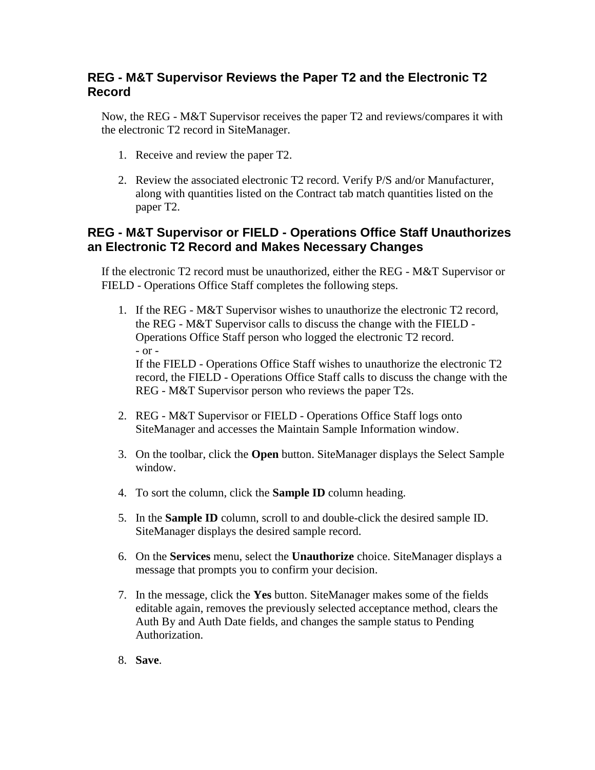## REG - M&T Supervisor Reviews the Paper T2 and the Electronic T2 Record

Now, the REG - M&T Supervisor receives the paper T2 and reviews/compares it with the electronic T2 record in SiteManager.

1. Receive and review the paper T2.
2. Review the associated electronic T2 record. Verify P/S and/or Manufacturer, along with quantities listed on the Contract tab match quantities listed on the paper T2.

## REG - M&T Supervisor or FIELD - Operations Office Staff Unauthorizes an Electronic T2 Record and Makes Necessary Changes

If the electronic T2 record must be unauthorized, either the REG - M&T Supervisor or FIELD - Operations Office Staff completes the following steps.

1. If the REG - M&T Supervisor wishes to unauthorize the electronic T2 record, the REG - M&T Supervisor calls to discuss the change with the FIELD - Operations Office Staff person who logged the electronic T2 record.
   - or -
   If the FIELD - Operations Office Staff wishes to unauthorize the electronic T2 record, the FIELD - Operations Office Staff calls to discuss the change with the REG - M&T Supervisor person who reviews the paper T2s.
2. REG - M&T Supervisor or FIELD - Operations Office Staff logs onto SiteManager and accesses the Maintain Sample Information window.
3. On the toolbar, click the **Open** button. SiteManager displays the Select Sample window.
4. To sort the column, click the **Sample ID** column heading.
5. In the **Sample ID** column, scroll to and double-click the desired sample ID. SiteManager displays the desired sample record.
6. On the **Services** menu, select the **Unauthorize** choice. SiteManager displays a message that prompts you to confirm your decision.
7. In the message, click the **Yes** button. SiteManager makes some of the fields editable again, removes the previously selected acceptance method, clears the Auth By and Auth Date fields, and changes the sample status to Pending Authorization.
8. **Save**.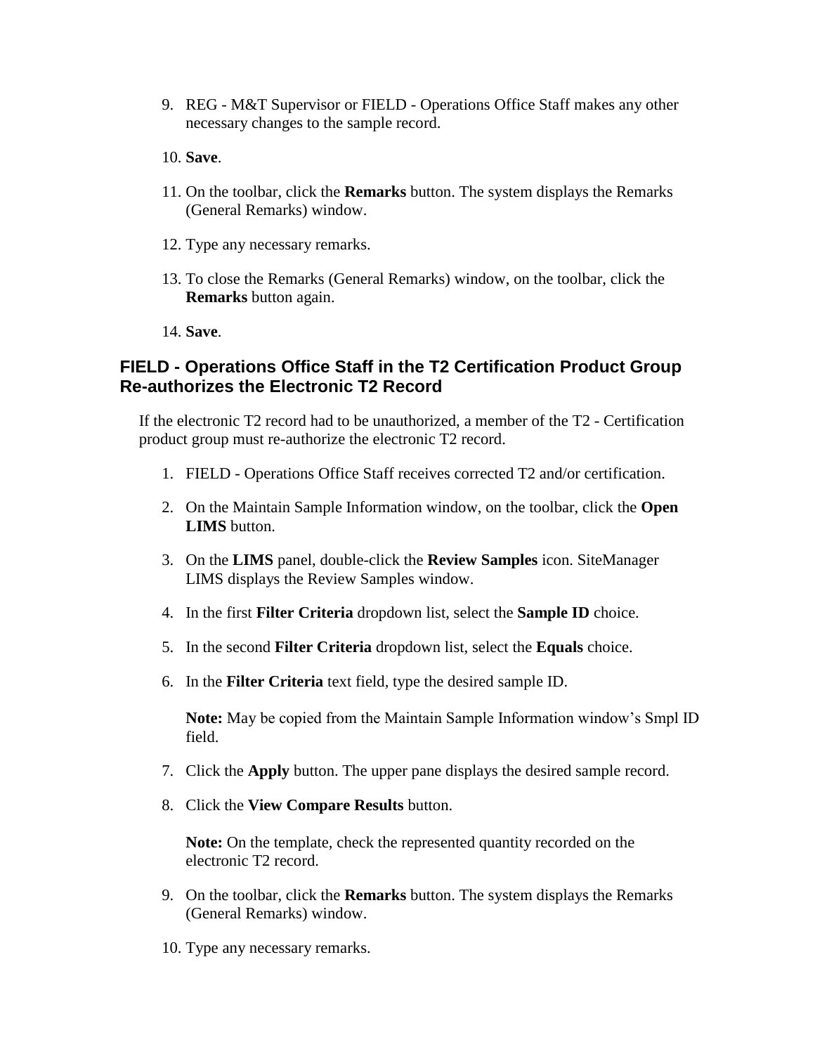9. REG - M&T Supervisor or FIELD - Operations Office Staff makes any other necessary changes to the sample record.

10. **Save**.

11. On the toolbar, click the **Remarks** button. The system displays the Remarks (General Remarks) window.

12. Type any necessary remarks.

13. To close the Remarks (General Remarks) window, on the toolbar, click the **Remarks** button again.

14. **Save**.

## FIELD - Operations Office Staff in the T2 Certification Product Group Re-authorizes the Electronic T2 Record

If the electronic T2 record had to be unauthorized, a member of the T2 - Certification product group must re-authorize the electronic T2 record.

1. FIELD - Operations Office Staff receives corrected T2 and/or certification.

2. On the Maintain Sample Information window, on the toolbar, click the **Open LIMS** button.

3. On the **LIMS** panel, double-click the **Review Samples** icon. SiteManager LIMS displays the Review Samples window.

4. In the first **Filter Criteria** dropdown list, select the **Sample ID** choice.

5. In the second **Filter Criteria** dropdown list, select the **Equals** choice.

6. In the **Filter Criteria** text field, type the desired sample ID.

   **Note:** May be copied from the Maintain Sample Information window's Smpl ID field.

7. Click the **Apply** button. The upper pane displays the desired sample record.

8. Click the **View Compare Results** button.

   **Note:** On the template, check the represented quantity recorded on the electronic T2 record.

9. On the toolbar, click the **Remarks** button. The system displays the Remarks (General Remarks) window.

10. Type any necessary remarks.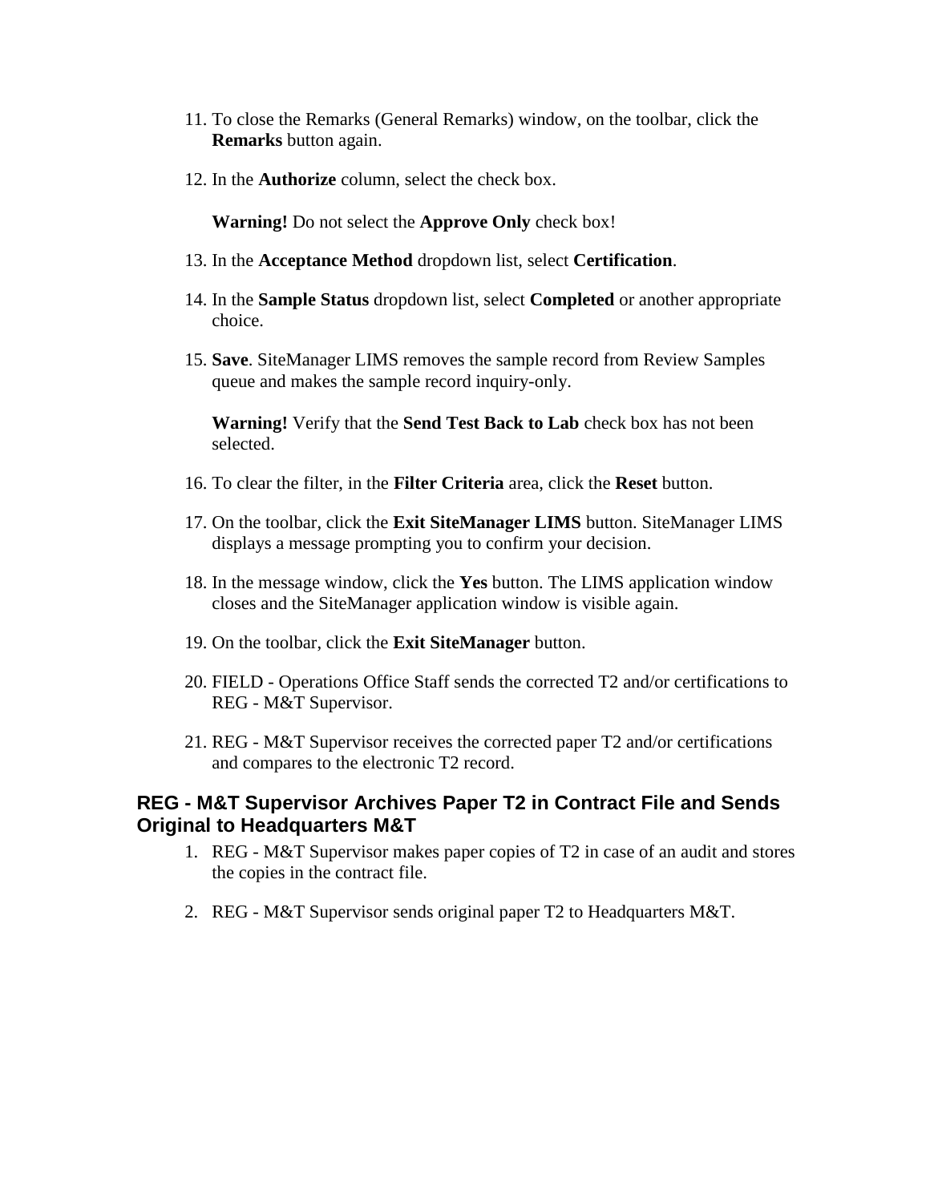11. To close the Remarks (General Remarks) window, on the toolbar, click the **Remarks** button again.

12. In the **Authorize** column, select the check box.

    **Warning!** Do not select the **Approve Only** check box!

13. In the **Acceptance Method** dropdown list, select **Certification**.

14. In the **Sample Status** dropdown list, select **Completed** or another appropriate choice.

15. **Save**. SiteManager LIMS removes the sample record from Review Samples queue and makes the sample record inquiry-only.

    **Warning!** Verify that the **Send Test Back to Lab** check box has not been selected.

16. To clear the filter, in the **Filter Criteria** area, click the **Reset** button.

17. On the toolbar, click the **Exit SiteManager LIMS** button. SiteManager LIMS displays a message prompting you to confirm your decision.

18. In the message window, click the **Yes** button. The LIMS application window closes and the SiteManager application window is visible again.

19. On the toolbar, click the **Exit SiteManager** button.

20. FIELD - Operations Office Staff sends the corrected T2 and/or certifications to REG - M&T Supervisor.

21. REG - M&T Supervisor receives the corrected paper T2 and/or certifications and compares to the electronic T2 record.

## REG - M&T Supervisor Archives Paper T2 in Contract File and Sends Original to Headquarters M&T

1. REG - M&T Supervisor makes paper copies of T2 in case of an audit and stores the copies in the contract file.

2. REG - M&T Supervisor sends original paper T2 to Headquarters M&T.